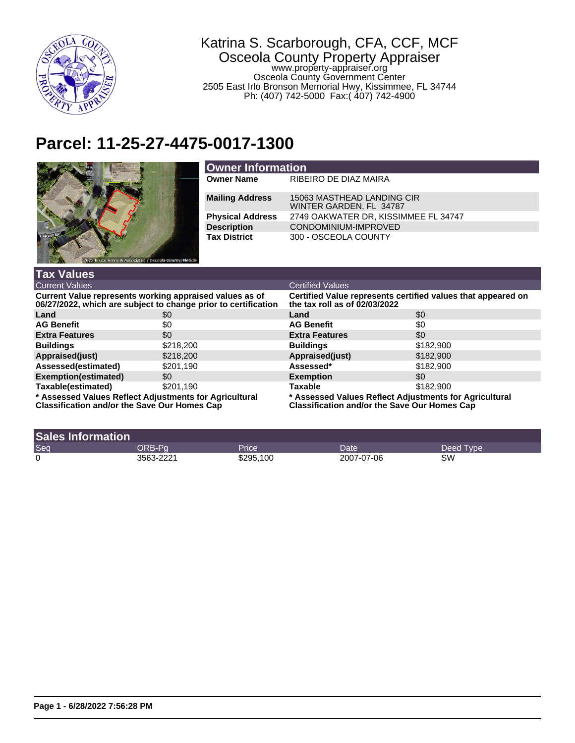Katrina S. Scarborough, CFA, CCF, MCF
Osceola County Property Appraiser
www.property-appraiser.org
Osceola County Government Center
2505 East Irlo Bronson Memorial Hwy, Kissimmee, FL 34744
Ph: (407) 742-5000 Fax:( 407) 742-4900

# Parcel: 11-25-27-4475-0017-1300

## Owner Information

| | |
|---|---|
| **Owner Name** | RIBEIRO DE DIAZ MAIRA |
| **Mailing Address** | 15063 MASTHEAD LANDING CIR WINTER GARDEN, FL 34787 |
| **Physical Address** | 2749 OAKWATER DR, KISSIMMEE FL 34747 |
| **Description** | CONDOMINIUM-IMPROVED |
| **Tax District** | 300 - OSCEOLA COUNTY |

## Tax Values

| Current Values | | Certified Values | |
|---|---|---|---|
| **Current Value represents working appraised values as of 06/27/2022, which are subject to change prior to certification** | | **Certified Value represents certified values that appeared on the tax roll as of 02/03/2022** | |
| **Land** | $0 | **Land** | $0 |
| **AG Benefit** | $0 | **AG Benefit** | $0 |
| **Extra Features** | $0 | **Extra Features** | $0 |
| **Buildings** | $218,200 | **Buildings** | $182,900 |
| **Appraised(just)** | $218,200 | **Appraised(just)** | $182,900 |
| **Assessed(estimated)** | $201,190 | **Assessed*** | $182,900 |
| **Exemption(estimated)** | $0 | **Exemption** | $0 |
| **Taxable(estimated)** | $201,190 | **Taxable** | $182,900 |

**\* Assessed Values Reflect Adjustments for Agricultural Classification and/or the Save Our Homes Cap**

**\* Assessed Values Reflect Adjustments for Agricultural Classification and/or the Save Our Homes Cap**

## Sales Information

| Seq | ORB-Pg | Price | Date | Deed Type |
|---|---|---|---|---|
| 0 | 3563-2221 | $295,100 | 2007-07-06 | SW |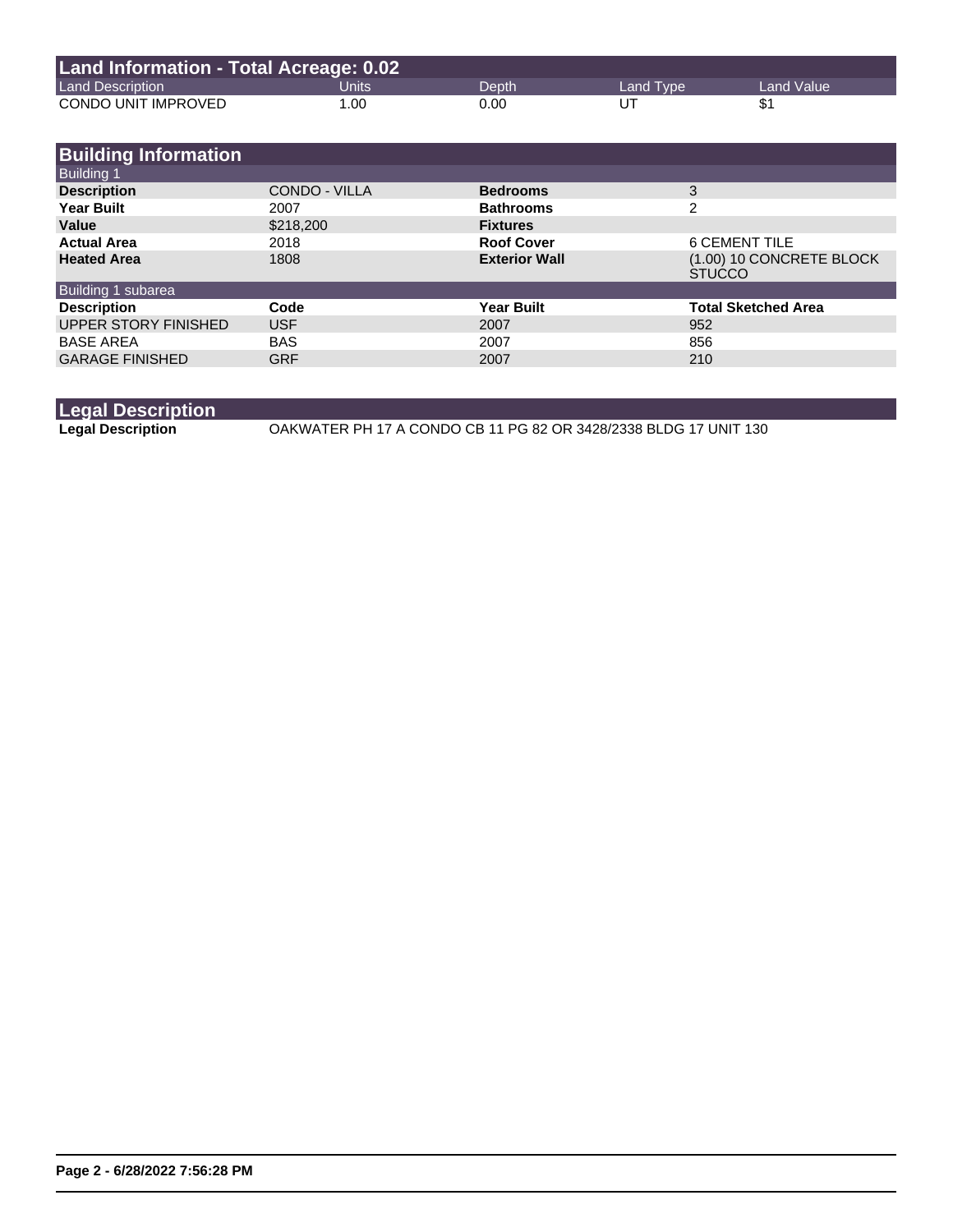## Land Information - Total Acreage: 0.02

| Land Description | Units | Depth | Land Type | Land Value |
|---|---|---|---|---|
| CONDO UNIT IMPROVED | 1.00 | 0.00 | UT | $1 |

## Building Information

### Building 1

| | | | |
|---|---|---|---|
| **Description** | CONDO - VILLA | **Bedrooms** | 3 |
| **Year Built** | 2007 | **Bathrooms** | 2 |
| **Value** | $218,200 | **Fixtures** | |
| **Actual Area** | 2018 | **Roof Cover** | 6 CEMENT TILE |
| **Heated Area** | 1808 | **Exterior Wall** | (1.00) 10 CONCRETE BLOCK STUCCO |

### Building 1 subarea

| Description | Code | Year Built | Total Sketched Area |
|---|---|---|---|
| UPPER STORY FINISHED | USF | 2007 | 952 |
| BASE AREA | BAS | 2007 | 856 |
| GARAGE FINISHED | GRF | 2007 | 210 |

## Legal Description

**Legal Description** OAKWATER PH 17 A CONDO CB 11 PG 82 OR 3428/2338 BLDG 17 UNIT 130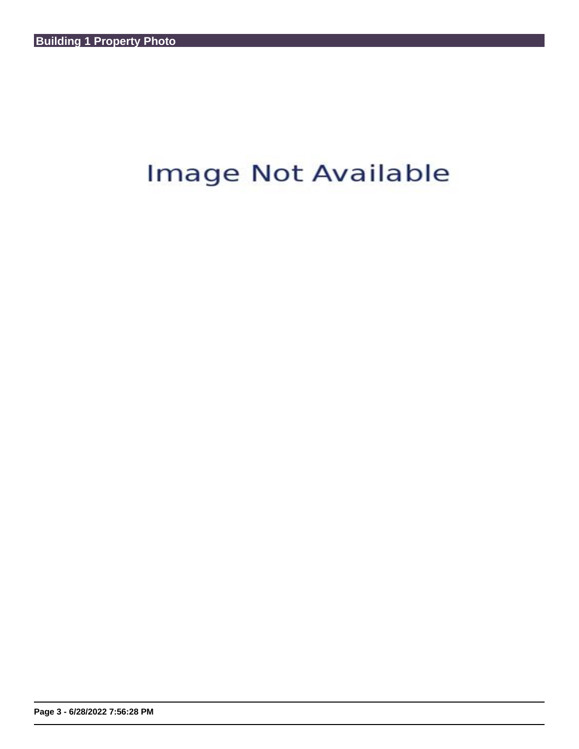## Building 1 Property Photo

Image Not Available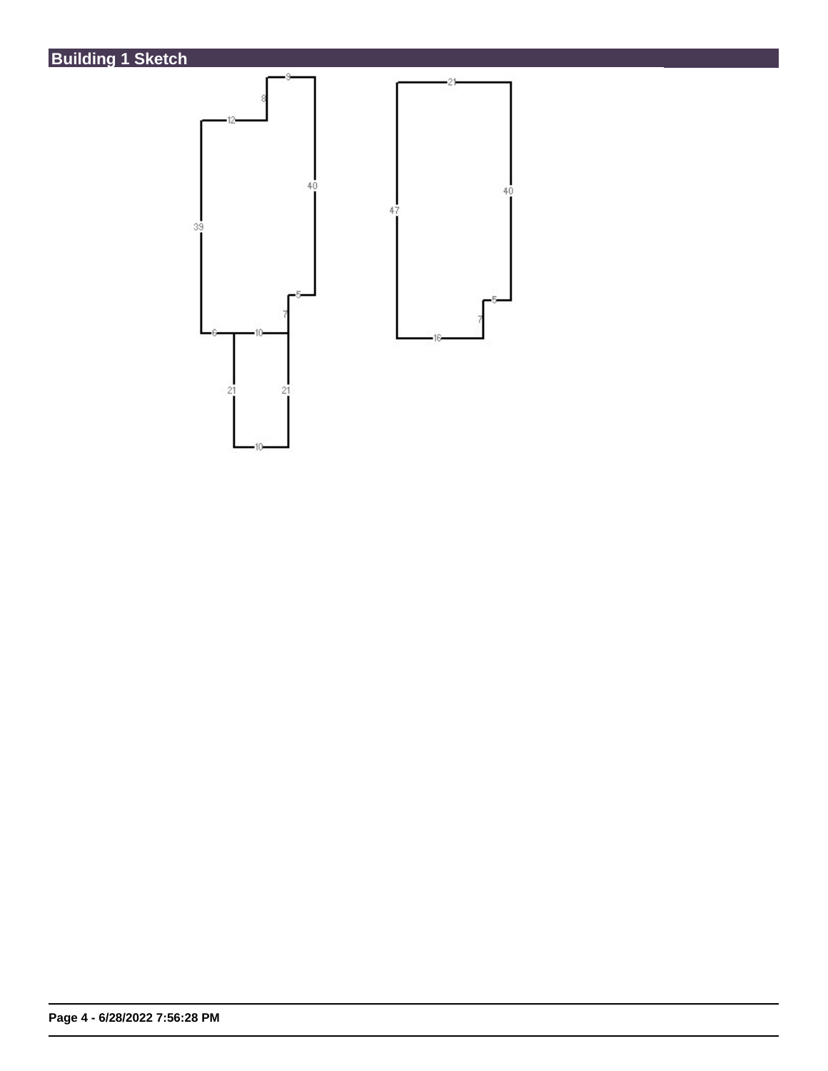## Building 1 Sketch

9
8
12
40
39
5
7
8
10
21
21
10

21
47
40
5
7
16